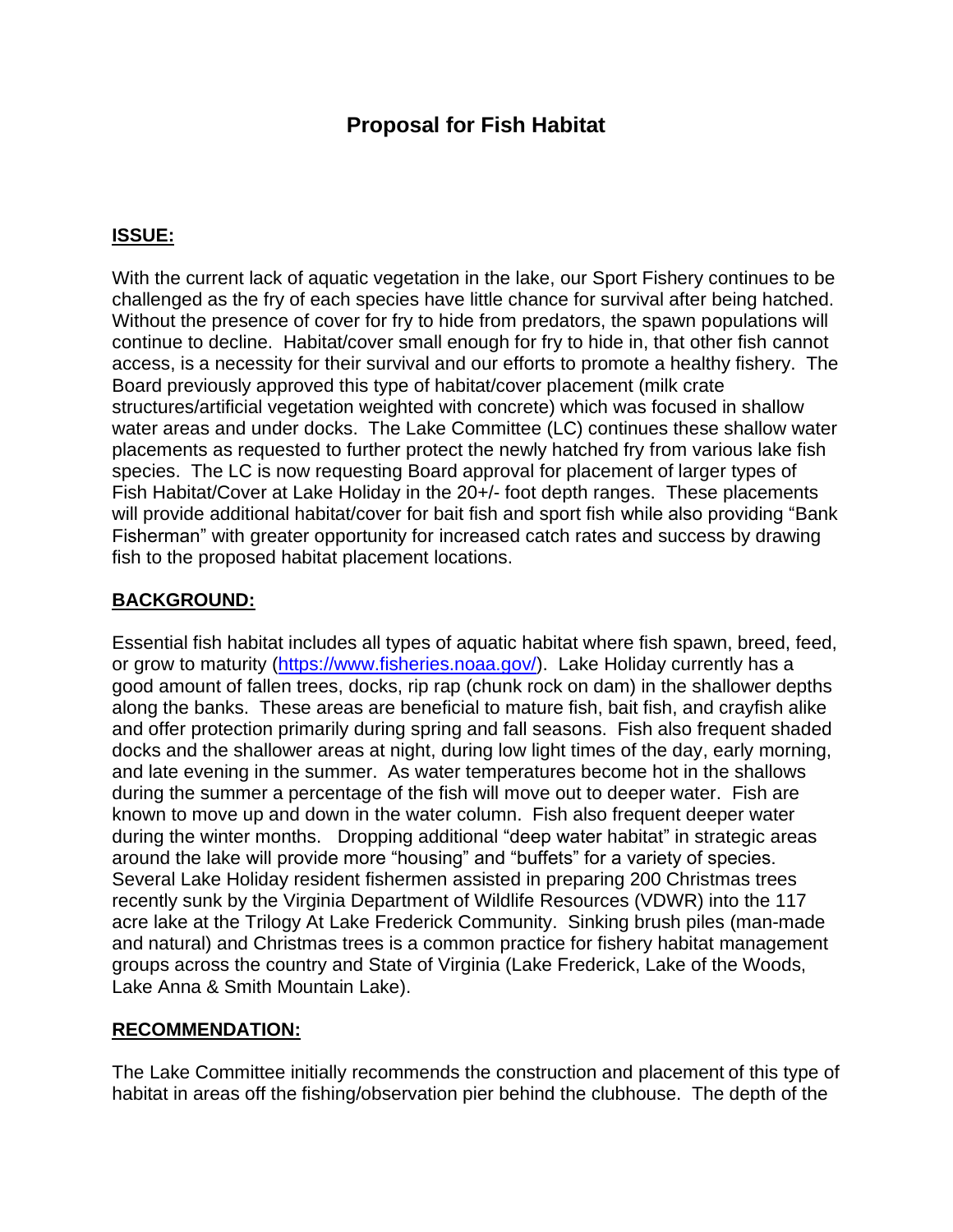# Proposal for Fish Habitat

**ISSUE:**

With the current lack of aquatic vegetation in the lake, our Sport Fishery continues to be challenged as the fry of each species have little chance for survival after being hatched. Without the presence of cover for fry to hide from predators, the spawn populations will continue to decline. Habitat/cover small enough for fry to hide in, that other fish cannot access, is a necessity for their survival and our efforts to promote a healthy fishery. The Board previously approved this type of habitat/cover placement (milk crate structures/artificial vegetation weighted with concrete) which was focused in shallow water areas and under docks. The Lake Committee (LC) continues these shallow water placements as requested to further protect the newly hatched fry from various lake fish species. The LC is now requesting Board approval for placement of larger types of Fish Habitat/Cover at Lake Holiday in the 20+/- foot depth ranges. These placements will provide additional habitat/cover for bait fish and sport fish while also providing "Bank Fisherman" with greater opportunity for increased catch rates and success by drawing fish to the proposed habitat placement locations.

**BACKGROUND:**

Essential fish habitat includes all types of aquatic habitat where fish spawn, breed, feed, or grow to maturity (https://www.fisheries.noaa.gov/). Lake Holiday currently has a good amount of fallen trees, docks, rip rap (chunk rock on dam) in the shallower depths along the banks. These areas are beneficial to mature fish, bait fish, and crayfish alike and offer protection primarily during spring and fall seasons. Fish also frequent shaded docks and the shallower areas at night, during low light times of the day, early morning, and late evening in the summer. As water temperatures become hot in the shallows during the summer a percentage of the fish will move out to deeper water. Fish are known to move up and down in the water column. Fish also frequent deeper water during the winter months. Dropping additional "deep water habitat" in strategic areas around the lake will provide more "housing" and "buffets" for a variety of species. Several Lake Holiday resident fishermen assisted in preparing 200 Christmas trees recently sunk by the Virginia Department of Wildlife Resources (VDWR) into the 117 acre lake at the Trilogy At Lake Frederick Community. Sinking brush piles (man-made and natural) and Christmas trees is a common practice for fishery habitat management groups across the country and State of Virginia (Lake Frederick, Lake of the Woods, Lake Anna & Smith Mountain Lake).

**RECOMMENDATION:**

The Lake Committee initially recommends the construction and placement of this type of habitat in areas off the fishing/observation pier behind the clubhouse. The depth of the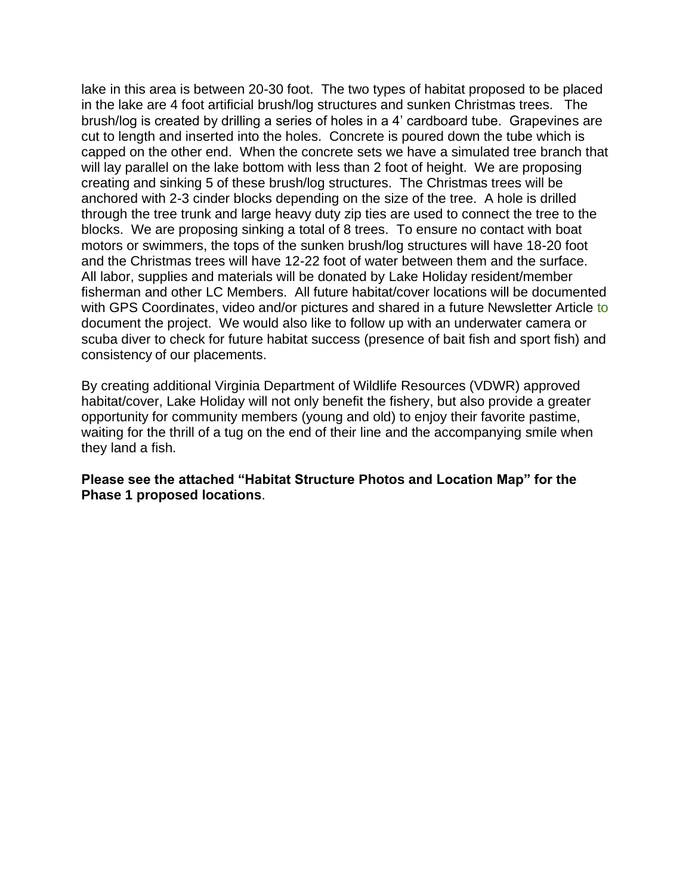lake in this area is between 20-30 foot. The two types of habitat proposed to be placed in the lake are 4 foot artificial brush/log structures and sunken Christmas trees. The brush/log is created by drilling a series of holes in a 4' cardboard tube. Grapevines are cut to length and inserted into the holes. Concrete is poured down the tube which is capped on the other end. When the concrete sets we have a simulated tree branch that will lay parallel on the lake bottom with less than 2 foot of height. We are proposing creating and sinking 5 of these brush/log structures. The Christmas trees will be anchored with 2-3 cinder blocks depending on the size of the tree. A hole is drilled through the tree trunk and large heavy duty zip ties are used to connect the tree to the blocks. We are proposing sinking a total of 8 trees. To ensure no contact with boat motors or swimmers, the tops of the sunken brush/log structures will have 18-20 foot and the Christmas trees will have 12-22 foot of water between them and the surface. All labor, supplies and materials will be donated by Lake Holiday resident/member fisherman and other LC Members. All future habitat/cover locations will be documented with GPS Coordinates, video and/or pictures and shared in a future Newsletter Article to document the project. We would also like to follow up with an underwater camera or scuba diver to check for future habitat success (presence of bait fish and sport fish) and consistency of our placements.

By creating additional Virginia Department of Wildlife Resources (VDWR) approved habitat/cover, Lake Holiday will not only benefit the fishery, but also provide a greater opportunity for community members (young and old) to enjoy their favorite pastime, waiting for the thrill of a tug on the end of their line and the accompanying smile when they land a fish.

**Please see the attached "Habitat Structure Photos and Location Map" for the Phase 1 proposed locations**.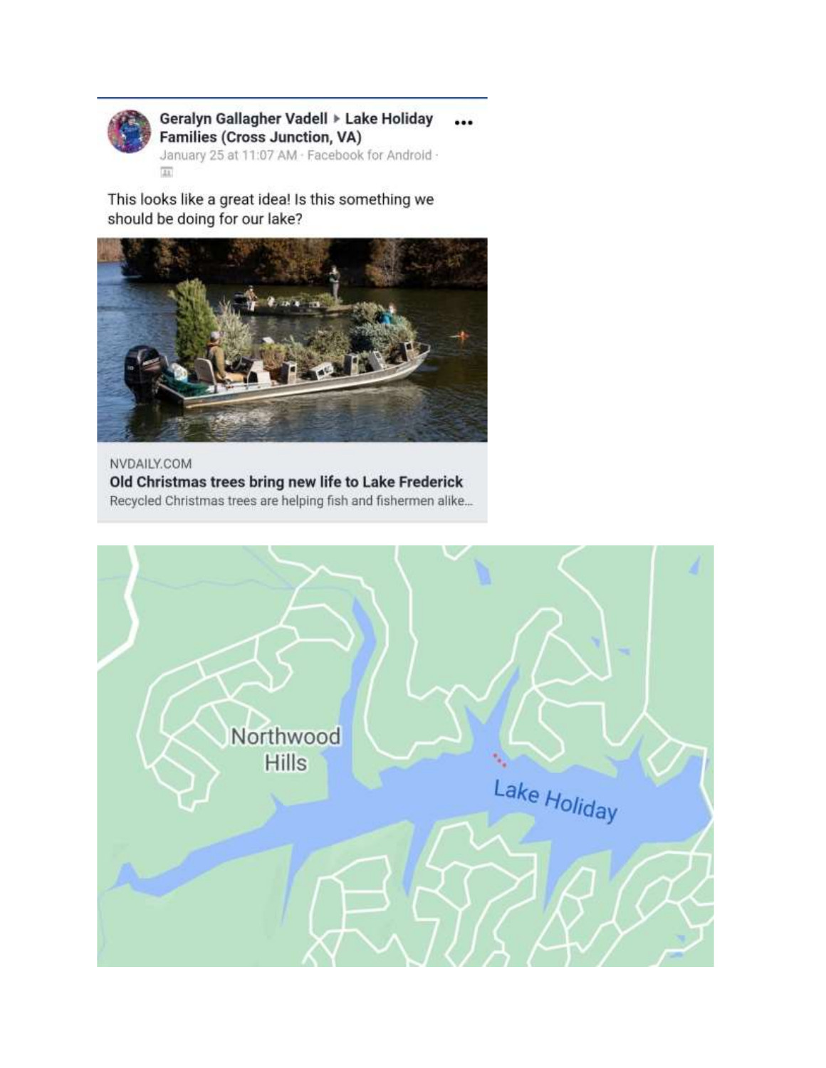Geralyn Gallagher Vadell ▸ Lake Holiday Families (Cross Junction, VA)

January 25 at 11:07 AM · Facebook for Android ·

This looks like a great idea! Is this something we should be doing for our lake?

NVDAILY.COM

**Old Christmas trees bring new life to Lake Frederick**

Recycled Christmas trees are helping fish and fishermen alike...

Northwood Hills

Lake Holiday